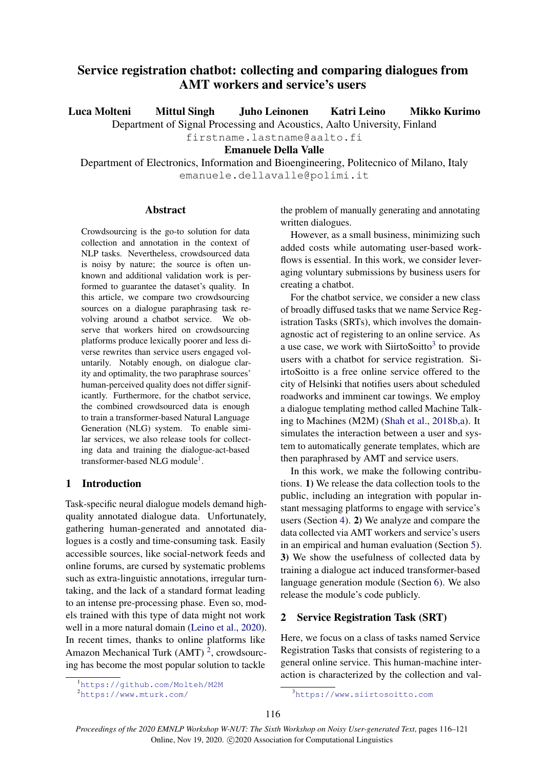# Service registration chatbot: collecting and comparing dialogues from AMT workers and service's users

**Luca Molteni Mittul Singh Juho Leinonen Katri Leino Mikko Kurimo**
Department of Signal Processing and Acoustics, Aalto University, Finland
firstname.lastname@aalto.fi

**Emanuele Della Valle**
Department of Electronics, Information and Bioengineering, Politecnico of Milano, Italy
emanuele.dellavalle@polimi.it

## Abstract

Crowdsourcing is the go-to solution for data collection and annotation in the context of NLP tasks. Nevertheless, crowdsourced data is noisy by nature; the source is often unknown and additional validation work is performed to guarantee the dataset's quality. In this article, we compare two crowdsourcing sources on a dialogue paraphrasing task revolving around a chatbot service. We observe that workers hired on crowdsourcing platforms produce lexically poorer and less diverse rewrites than service users engaged voluntarily. Notably enough, on dialogue clarity and optimality, the two paraphrase sources' human-perceived quality does not differ significantly. Furthermore, for the chatbot service, the combined crowdsourced data is enough to train a transformer-based Natural Language Generation (NLG) system. To enable similar services, we also release tools for collecting data and training the dialogue-act-based transformer-based NLG module[1].

## 1 Introduction

Task-specific neural dialogue models demand high-quality annotated dialogue data. Unfortunately, gathering human-generated and annotated dialogues is a costly and time-consuming task. Easily accessible sources, like social-network feeds and online forums, are cursed by systematic problems such as extra-linguistic annotations, irregular turn-taking, and the lack of a standard format leading to an intense pre-processing phase. Even so, models trained with this type of data might not work well in a more natural domain (Leino et al., 2020). In recent times, thanks to online platforms like Amazon Mechanical Turk (AMT) [2], crowdsourcing has become the most popular solution to tackle the problem of manually generating and annotating written dialogues.

However, as a small business, minimizing such added costs while automating user-based workflows is essential. In this work, we consider leveraging voluntary submissions by business users for creating a chatbot.

For the chatbot service, we consider a new class of broadly diffused tasks that we name Service Registration Tasks (SRTs), which involves the domain-agnostic act of registering to an online service. As a use case, we work with SiirtoSoitto[3] to provide users with a chatbot for service registration. SiirtoSoitto is a free online service offered to the city of Helsinki that notifies users about scheduled roadworks and imminent car towings. We employ a dialogue templating method called Machine Talking to Machines (M2M) (Shah et al., 2018b,a). It simulates the interaction between a user and system to automatically generate templates, which are then paraphrased by AMT and service users.

In this work, we make the following contributions. **1)** We release the data collection tools to the public, including an integration with popular instant messaging platforms to engage with service's users (Section 4). **2)** We analyze and compare the data collected via AMT workers and service's users in an empirical and human evaluation (Section 5). **3)** We show the usefulness of collected data by training a dialogue act induced transformer-based language generation module (Section 6). We also release the module's code publicly.

## 2 Service Registration Task (SRT)

Here, we focus on a class of tasks named Service Registration Tasks that consists of registering to a general online service. This human-machine interaction is characterized by the collection and val-

[1] https://github.com/Molteh/M2M
[2] https://www.mturk.com/
[3] https://www.siirtosoitto.com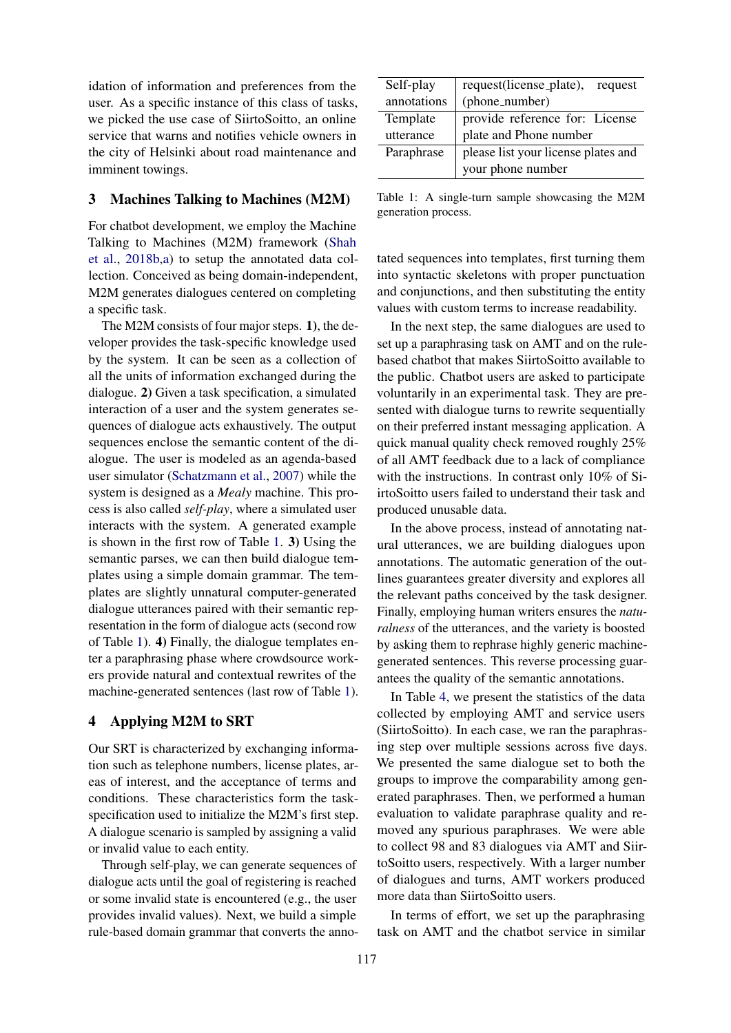idation of information and preferences from the user. As a specific instance of this class of tasks, we picked the use case of SiirtoSoitto, an online service that warns and notifies vehicle owners in the city of Helsinki about road maintenance and imminent towings.

## 3 Machines Talking to Machines (M2M)

For chatbot development, we employ the Machine Talking to Machines (M2M) framework (Shah et al., 2018b,a) to setup the annotated data collection. Conceived as being domain-independent, M2M generates dialogues centered on completing a specific task.

The M2M consists of four major steps. **1)**, the developer provides the task-specific knowledge used by the system. It can be seen as a collection of all the units of information exchanged during the dialogue. **2)** Given a task specification, a simulated interaction of a user and the system generates sequences of dialogue acts exhaustively. The output sequences enclose the semantic content of the dialogue. The user is modeled as an agenda-based user simulator (Schatzmann et al., 2007) while the system is designed as a *Mealy* machine. This process is also called *self-play*, where a simulated user interacts with the system. A generated example is shown in the first row of Table 1. **3)** Using the semantic parses, we can then build dialogue templates using a simple domain grammar. The templates are slightly unnatural computer-generated dialogue utterances paired with their semantic representation in the form of dialogue acts (second row of Table 1). **4)** Finally, the dialogue templates enter a paraphrasing phase where crowdsource workers provide natural and contextual rewrites of the machine-generated sentences (last row of Table 1).

| | |
|---|---|
| Self-play annotations | request(license_plate), request (phone_number) |
| Template utterance | provide reference for: License plate and Phone number |
| Paraphrase | please list your license plates and your phone number |

Table 1: A single-turn sample showcasing the M2M generation process.

## 4 Applying M2M to SRT

Our SRT is characterized by exchanging information such as telephone numbers, license plates, areas of interest, and the acceptance of terms and conditions. These characteristics form the task-specification used to initialize the M2M's first step. A dialogue scenario is sampled by assigning a valid or invalid value to each entity.

Through self-play, we can generate sequences of dialogue acts until the goal of registering is reached or some invalid state is encountered (e.g., the user provides invalid values). Next, we build a simple rule-based domain grammar that converts the annotated sequences into templates, first turning them into syntactic skeletons with proper punctuation and conjunctions, and then substituting the entity values with custom terms to increase readability.

In the next step, the same dialogues are used to set up a paraphrasing task on AMT and on the rule-based chatbot that makes SiirtoSoitto available to the public. Chatbot users are asked to participate voluntarily in an experimental task. They are presented with dialogue turns to rewrite sequentially on their preferred instant messaging application. A quick manual quality check removed roughly 25% of all AMT feedback due to a lack of compliance with the instructions. In contrast only 10% of SiirtoSoitto users failed to understand their task and produced unusable data.

In the above process, instead of annotating natural utterances, we are building dialogues upon annotations. The automatic generation of the outlines guarantees greater diversity and explores all the relevant paths conceived by the task designer. Finally, employing human writers ensures the *naturalness* of the utterances, and the variety is boosted by asking them to rephrase highly generic machine-generated sentences. This reverse processing guarantees the quality of the semantic annotations.

In Table 4, we present the statistics of the data collected by employing AMT and service users (SiirtoSoitto). In each case, we ran the paraphrasing step over multiple sessions across five days. We presented the same dialogue set to both the groups to improve the comparability among generated paraphrases. Then, we performed a human evaluation to validate paraphrase quality and removed any spurious paraphrases. We were able to collect 98 and 83 dialogues via AMT and SiirtoSoitto users, respectively. With a larger number of dialogues and turns, AMT workers produced more data than SiirtoSoitto users.

In terms of effort, we set up the paraphrasing task on AMT and the chatbot service in similar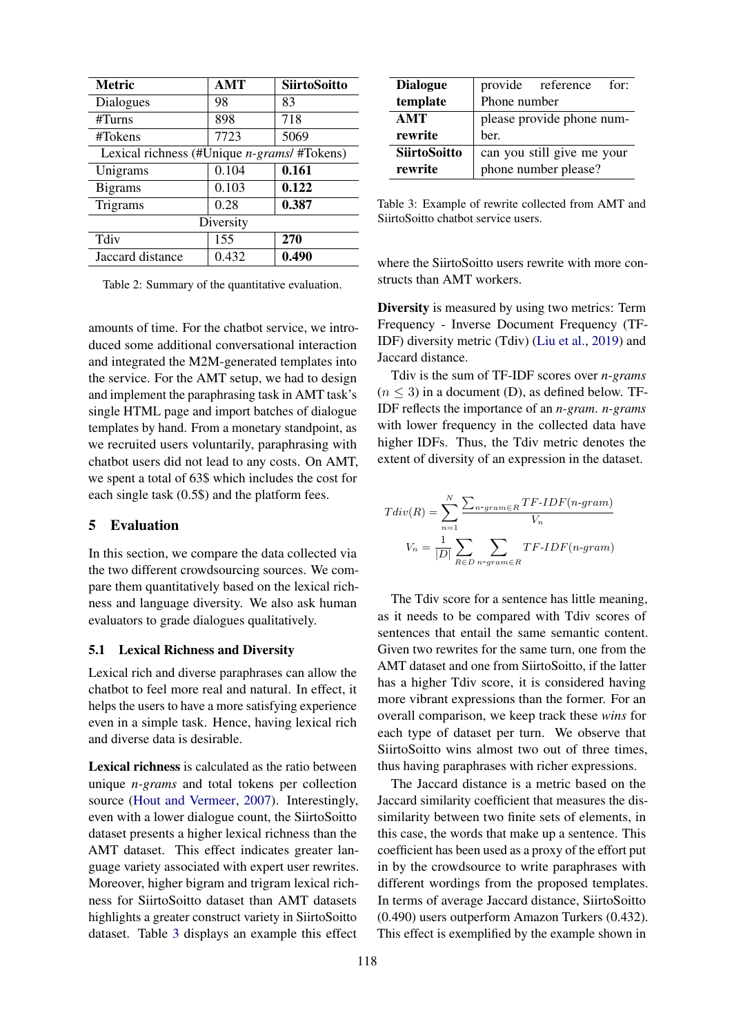| Metric | AMT | SiirtoSoitto |
|---|---|---|
| Dialogues | 98 | 83 |
| #Turns | 898 | 718 |
| #Tokens | 7723 | 5069 |
| Lexical richness (#Unique *n-grams*/ #Tokens) | | |
| Unigrams | 0.104 | **0.161** |
| Bigrams | 0.103 | **0.122** |
| Trigrams | 0.28 | **0.387** |
| Diversity | | |
| Tdiv | 155 | **270** |
| Jaccard distance | 0.432 | **0.490** |

Table 2: Summary of the quantitative evaluation.

amounts of time. For the chatbot service, we introduced some additional conversational interaction and integrated the M2M-generated templates into the service. For the AMT setup, we had to design and implement the paraphrasing task in AMT task's single HTML page and import batches of dialogue templates by hand. From a monetary standpoint, as we recruited users voluntarily, paraphrasing with chatbot users did not lead to any costs. On AMT, we spent a total of 63$ which includes the cost for each single task (0.5$) and the platform fees.

## 5 Evaluation

In this section, we compare the data collected via the two different crowdsourcing sources. We compare them quantitatively based on the lexical richness and language diversity. We also ask human evaluators to grade dialogues qualitatively.

### 5.1 Lexical Richness and Diversity

Lexical rich and diverse paraphrases can allow the chatbot to feel more real and natural. In effect, it helps the users to have a more satisfying experience even in a simple task. Hence, having lexical rich and diverse data is desirable.

**Lexical richness** is calculated as the ratio between unique *n-grams* and total tokens per collection source (Hout and Vermeer, 2007). Interestingly, even with a lower dialogue count, the SiirtoSoitto dataset presents a higher lexical richness than the AMT dataset. This effect indicates greater language variety associated with expert user rewrites. Moreover, higher bigram and trigram lexical richness for SiirtoSoitto dataset than AMT datasets highlights a greater construct variety in SiirtoSoitto dataset. Table 3 displays an example this effect

| **Dialogue template** | provide reference for: Phone number |
|---|---|
| **AMT rewrite** | please provide phone number. |
| **SiirtoSoitto rewrite** | can you still give me your phone number please? |

Table 3: Example of rewrite collected from AMT and SiirtoSoitto chatbot service users.

where the SiirtoSoitto users rewrite with more constructs than AMT workers.

**Diversity** is measured by using two metrics: Term Frequency - Inverse Document Frequency (TF-IDF) diversity metric (Tdiv) (Liu et al., 2019) and Jaccard distance.

Tdiv is the sum of TF-IDF scores over *n-grams* ($n \leq 3$) in a document (D), as defined below. TF-IDF reflects the importance of an *n-gram*. *n-grams* with lower frequency in the collected data have higher IDFs. Thus, the Tdiv metric denotes the extent of diversity of an expression in the dataset.

$$Tdiv(R) = \sum_{n=1}^{N} \frac{\sum_{n\text{-}gram \in R} TF\text{-}IDF(n\text{-}gram)}{V_n}$$

$$V_n = \frac{1}{|D|} \sum_{R \in D} \sum_{n\text{-}gram \in R} TF\text{-}IDF(n\text{-}gram)$$

The Tdiv score for a sentence has little meaning, as it needs to be compared with Tdiv scores of sentences that entail the same semantic content. Given two rewrites for the same turn, one from the AMT dataset and one from SiirtoSoitto, if the latter has a higher Tdiv score, it is considered having more vibrant expressions than the former. For an overall comparison, we keep track these *wins* for each type of dataset per turn. We observe that SiirtoSoitto wins almost two out of three times, thus having paraphrases with richer expressions.

The Jaccard distance is a metric based on the Jaccard similarity coefficient that measures the dissimilarity between two finite sets of elements, in this case, the words that make up a sentence. This coefficient has been used as a proxy of the effort put in by the crowdsource to write paraphrases with different wordings from the proposed templates. In terms of average Jaccard distance, SiirtoSoitto (0.490) users outperform Amazon Turkers (0.432). This effect is exemplified by the example shown in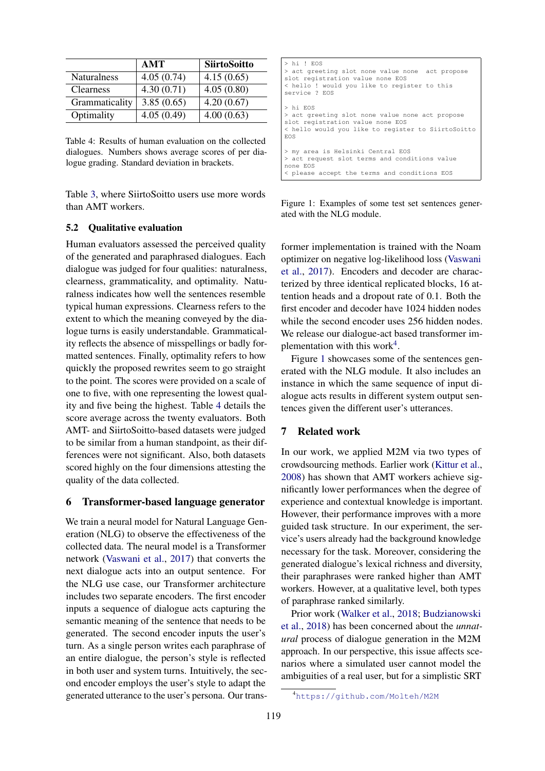| | AMT | SiirtoSoitto |
|---|---|---|
| Naturalness | 4.05 (0.74) | 4.15 (0.65) |
| Clearness | 4.30 (0.71) | 4.05 (0.80) |
| Grammaticality | 3.85 (0.65) | 4.20 (0.67) |
| Optimality | 4.05 (0.49) | 4.00 (0.63) |

Table 4: Results of human evaluation on the collected dialogues. Numbers shows average scores of per dialogue grading. Standard deviation in brackets.

Table 3, where SiirtoSoitto users use more words than AMT workers.

### 5.2 Qualitative evaluation

Human evaluators assessed the perceived quality of the generated and paraphrased dialogues. Each dialogue was judged for four qualities: naturalness, clearness, grammaticality, and optimality. Naturalness indicates how well the sentences resemble typical human expressions. Clearness refers to the extent to which the meaning conveyed by the dialogue turns is easily understandable. Grammaticality reflects the absence of misspellings or badly formatted sentences. Finally, optimality refers to how quickly the proposed rewrites seem to go straight to the point. The scores were provided on a scale of one to five, with one representing the lowest quality and five being the highest. Table 4 details the score average across the twenty evaluators. Both AMT- and SiirtoSoitto-based datasets were judged to be similar from a human standpoint, as their differences were not significant. Also, both datasets scored highly on the four dimensions attesting the quality of the data collected.

## 6 Transformer-based language generator

We train a neural model for Natural Language Generation (NLG) to observe the effectiveness of the collected data. The neural model is a Transformer network (Vaswani et al., 2017) that converts the next dialogue acts into an output sentence. For the NLG use case, our Transformer architecture includes two separate encoders. The first encoder inputs a sequence of dialogue acts capturing the semantic meaning of the sentence that needs to be generated. The second encoder inputs the user's turn. As a single person writes each paraphrase of an entire dialogue, the person's style is reflected in both user and system turns. Intuitively, the second encoder employs the user's style to adapt the generated utterance to the user's persona. Our transformer implementation is trained with the Noam optimizer on negative log-likelihood loss (Vaswani et al., 2017). Encoders and decoder are characterized by three identical replicated blocks, 16 attention heads and a dropout rate of 0.1. Both the first encoder and decoder have 1024 hidden nodes while the second encoder uses 256 hidden nodes. We release our dialogue-act based transformer implementation with this work[4].

```
> hi ! EOS
> act greeting slot none value none  act propose
slot registration value none EOS
< hello ! would you like to register to this
service ? EOS

> hi EOS
> act greeting slot none value none act propose
slot registration value none EOS
< hello would you like to register to SiirtoSoitto
EOS

> my area is Helsinki Central EOS
> act request slot terms and conditions value
none EOS
< please accept the terms and conditions EOS
```

Figure 1: Examples of some test set sentences generated with the NLG module.

Figure 1 showcases some of the sentences generated with the NLG module. It also includes an instance in which the same sequence of input dialogue acts results in different system output sentences given the different user's utterances.

## 7 Related work

In our work, we applied M2M via two types of crowdsourcing methods. Earlier work (Kittur et al., 2008) has shown that AMT workers achieve significantly lower performances when the degree of experience and contextual knowledge is important. However, their performance improves with a more guided task structure. In our experiment, the service's users already had the background knowledge necessary for the task. Moreover, considering the generated dialogue's lexical richness and diversity, their paraphrases were ranked higher than AMT workers. However, at a qualitative level, both types of paraphrase ranked similarly.

Prior work (Walker et al., 2018; Budzianowski et al., 2018) has been concerned about the *unnatural* process of dialogue generation in the M2M approach. In our perspective, this issue affects scenarios where a simulated user cannot model the ambiguities of a real user, but for a simplistic SRT

[4] https://github.com/Molteh/M2M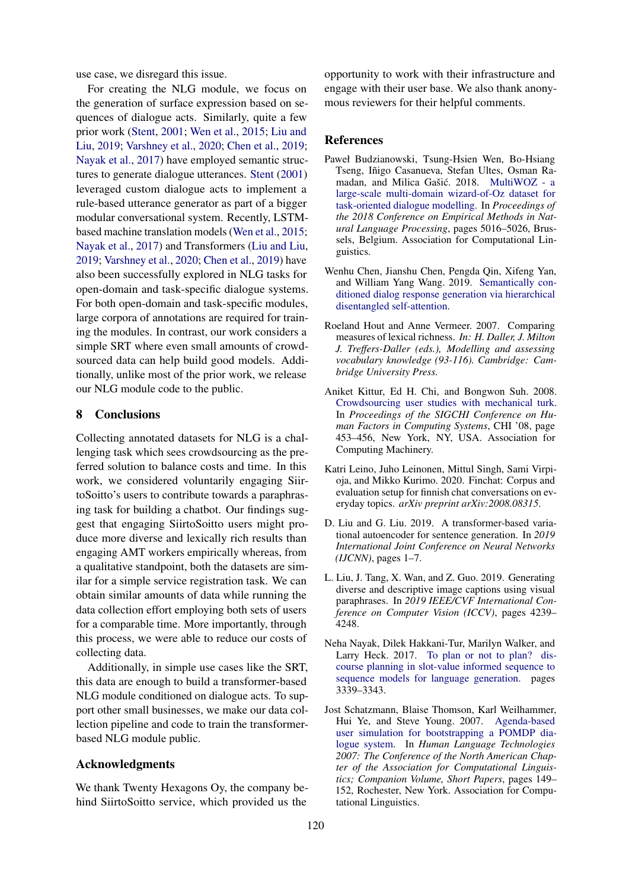use case, we disregard this issue.

For creating the NLG module, we focus on the generation of surface expression based on sequences of dialogue acts. Similarly, quite a few prior work (Stent, 2001; Wen et al., 2015; Liu and Liu, 2019; Varshney et al., 2020; Chen et al., 2019; Nayak et al., 2017) have employed semantic structures to generate dialogue utterances. Stent (2001) leveraged custom dialogue acts to implement a rule-based utterance generator as part of a bigger modular conversational system. Recently, LSTM-based machine translation models (Wen et al., 2015; Nayak et al., 2017) and Transformers (Liu and Liu, 2019; Varshney et al., 2020; Chen et al., 2019) have also been successfully explored in NLG tasks for open-domain and task-specific dialogue systems. For both open-domain and task-specific modules, large corpora of annotations are required for training the modules. In contrast, our work considers a simple SRT where even small amounts of crowdsourced data can help build good models. Additionally, unlike most of the prior work, we release our NLG module code to the public.

## 8 Conclusions

Collecting annotated datasets for NLG is a challenging task which sees crowdsourcing as the preferred solution to balance costs and time. In this work, we considered voluntarily engaging SiirtoSoitto's users to contribute towards a paraphrasing task for building a chatbot. Our findings suggest that engaging SiirtoSoitto users might produce more diverse and lexically rich results than engaging AMT workers empirically whereas, from a qualitative standpoint, both the datasets are similar for a simple service registration task. We can obtain similar amounts of data while running the data collection effort employing both sets of users for a comparable time. More importantly, through this process, we were able to reduce our costs of collecting data.

Additionally, in simple use cases like the SRT, this data are enough to build a transformer-based NLG module conditioned on dialogue acts. To support other small businesses, we make our data collection pipeline and code to train the transformer-based NLG module public.

## Acknowledgments

We thank Twenty Hexagons Oy, the company behind SiirtoSoitto service, which provided us the opportunity to work with their infrastructure and engage with their user base. We also thank anonymous reviewers for their helpful comments.

## References

Paweł Budzianowski, Tsung-Hsien Wen, Bo-Hsiang Tseng, Iñigo Casanueva, Stefan Ultes, Osman Ramadan, and Milica Gašić. 2018. MultiWOZ - a large-scale multi-domain wizard-of-Oz dataset for task-oriented dialogue modelling. In *Proceedings of the 2018 Conference on Empirical Methods in Natural Language Processing*, pages 5016–5026, Brussels, Belgium. Association for Computational Linguistics.

Wenhu Chen, Jianshu Chen, Pengda Qin, Xifeng Yan, and William Yang Wang. 2019. Semantically conditioned dialog response generation via hierarchical disentangled self-attention.

Roeland Hout and Anne Vermeer. 2007. Comparing measures of lexical richness. *In: H. Daller, J. Milton J. Treffers-Daller (eds.), Modelling and assessing vocabulary knowledge (93-116). Cambridge: Cambridge University Press.*

Aniket Kittur, Ed H. Chi, and Bongwon Suh. 2008. Crowdsourcing user studies with mechanical turk. In *Proceedings of the SIGCHI Conference on Human Factors in Computing Systems*, CHI '08, page 453–456, New York, NY, USA. Association for Computing Machinery.

Katri Leino, Juho Leinonen, Mittul Singh, Sami Virpioja, and Mikko Kurimo. 2020. Finchat: Corpus and evaluation setup for finnish chat conversations on everyday topics. *arXiv preprint arXiv:2008.08315*.

D. Liu and G. Liu. 2019. A transformer-based variational autoencoder for sentence generation. In *2019 International Joint Conference on Neural Networks (IJCNN)*, pages 1–7.

L. Liu, J. Tang, X. Wan, and Z. Guo. 2019. Generating diverse and descriptive image captions using visual paraphrases. In *2019 IEEE/CVF International Conference on Computer Vision (ICCV)*, pages 4239–4248.

Neha Nayak, Dilek Hakkani-Tur, Marilyn Walker, and Larry Heck. 2017. To plan or not to plan? discourse planning in slot-value informed sequence to sequence models for language generation. pages 3339–3343.

Jost Schatzmann, Blaise Thomson, Karl Weilhammer, Hui Ye, and Steve Young. 2007. Agenda-based user simulation for bootstrapping a POMDP dialogue system. In *Human Language Technologies 2007: The Conference of the North American Chapter of the Association for Computational Linguistics; Companion Volume, Short Papers*, pages 149–152, Rochester, New York. Association for Computational Linguistics.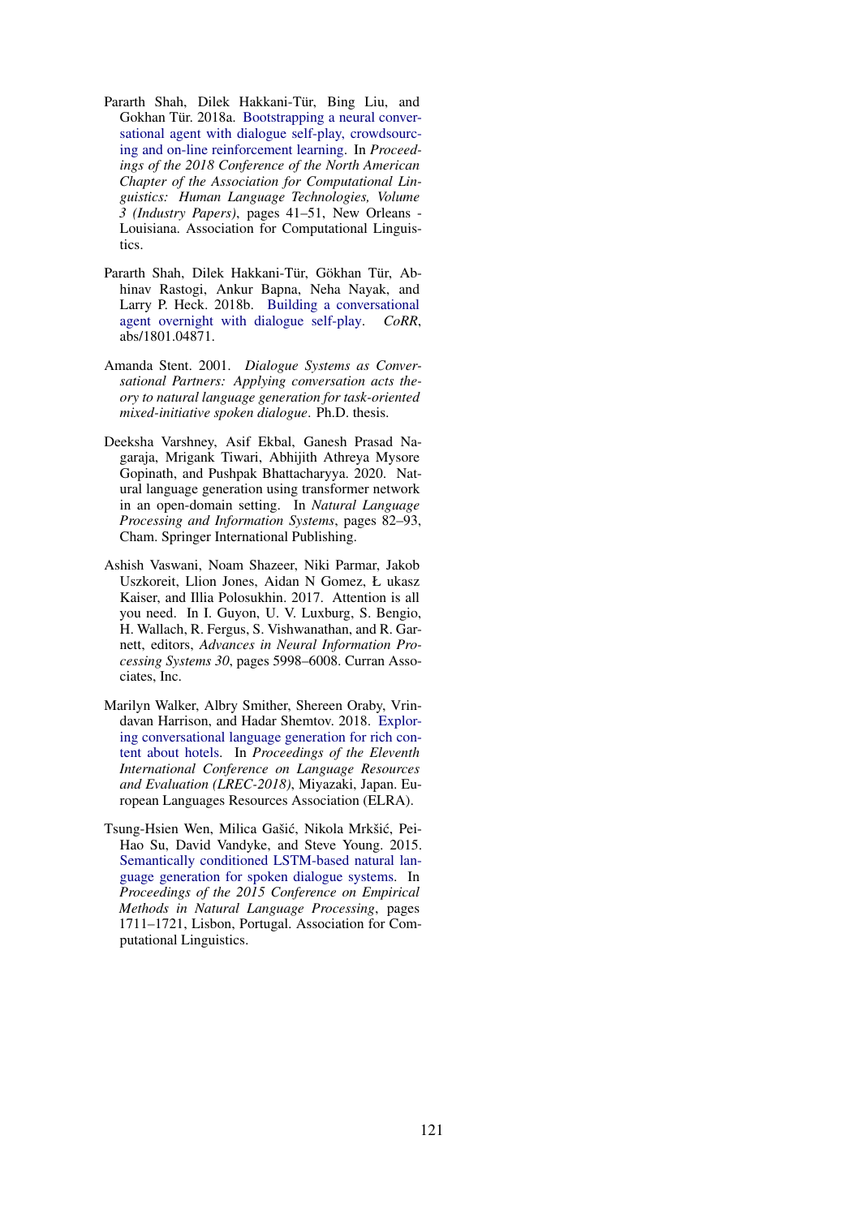Pararth Shah, Dilek Hakkani-Tür, Bing Liu, and Gokhan Tür. 2018a. Bootstrapping a neural conversational agent with dialogue self-play, crowdsourcing and on-line reinforcement learning. In *Proceedings of the 2018 Conference of the North American Chapter of the Association for Computational Linguistics: Human Language Technologies, Volume 3 (Industry Papers)*, pages 41–51, New Orleans - Louisiana. Association for Computational Linguistics.

Pararth Shah, Dilek Hakkani-Tür, Gökhan Tür, Abhinav Rastogi, Ankur Bapna, Neha Nayak, and Larry P. Heck. 2018b. Building a conversational agent overnight with dialogue self-play. *CoRR*, abs/1801.04871.

Amanda Stent. 2001. *Dialogue Systems as Conversational Partners: Applying conversation acts theory to natural language generation for task-oriented mixed-initiative spoken dialogue*. Ph.D. thesis.

Deeksha Varshney, Asif Ekbal, Ganesh Prasad Nagaraja, Mrigank Tiwari, Abhijith Athreya Mysore Gopinath, and Pushpak Bhattacharyya. 2020. Natural language generation using transformer network in an open-domain setting. In *Natural Language Processing and Information Systems*, pages 82–93, Cham. Springer International Publishing.

Ashish Vaswani, Noam Shazeer, Niki Parmar, Jakob Uszkoreit, Llion Jones, Aidan N Gomez, Ł ukasz Kaiser, and Illia Polosukhin. 2017. Attention is all you need. In I. Guyon, U. V. Luxburg, S. Bengio, H. Wallach, R. Fergus, S. Vishwanathan, and R. Garnett, editors, *Advances in Neural Information Processing Systems 30*, pages 5998–6008. Curran Associates, Inc.

Marilyn Walker, Albry Smither, Shereen Oraby, Vrindavan Harrison, and Hadar Shemtov. 2018. Exploring conversational language generation for rich content about hotels. In *Proceedings of the Eleventh International Conference on Language Resources and Evaluation (LREC-2018)*, Miyazaki, Japan. European Languages Resources Association (ELRA).

Tsung-Hsien Wen, Milica Gašić, Nikola Mrkšić, Pei-Hao Su, David Vandyke, and Steve Young. 2015. Semantically conditioned LSTM-based natural language generation for spoken dialogue systems. In *Proceedings of the 2015 Conference on Empirical Methods in Natural Language Processing*, pages 1711–1721, Lisbon, Portugal. Association for Computational Linguistics.